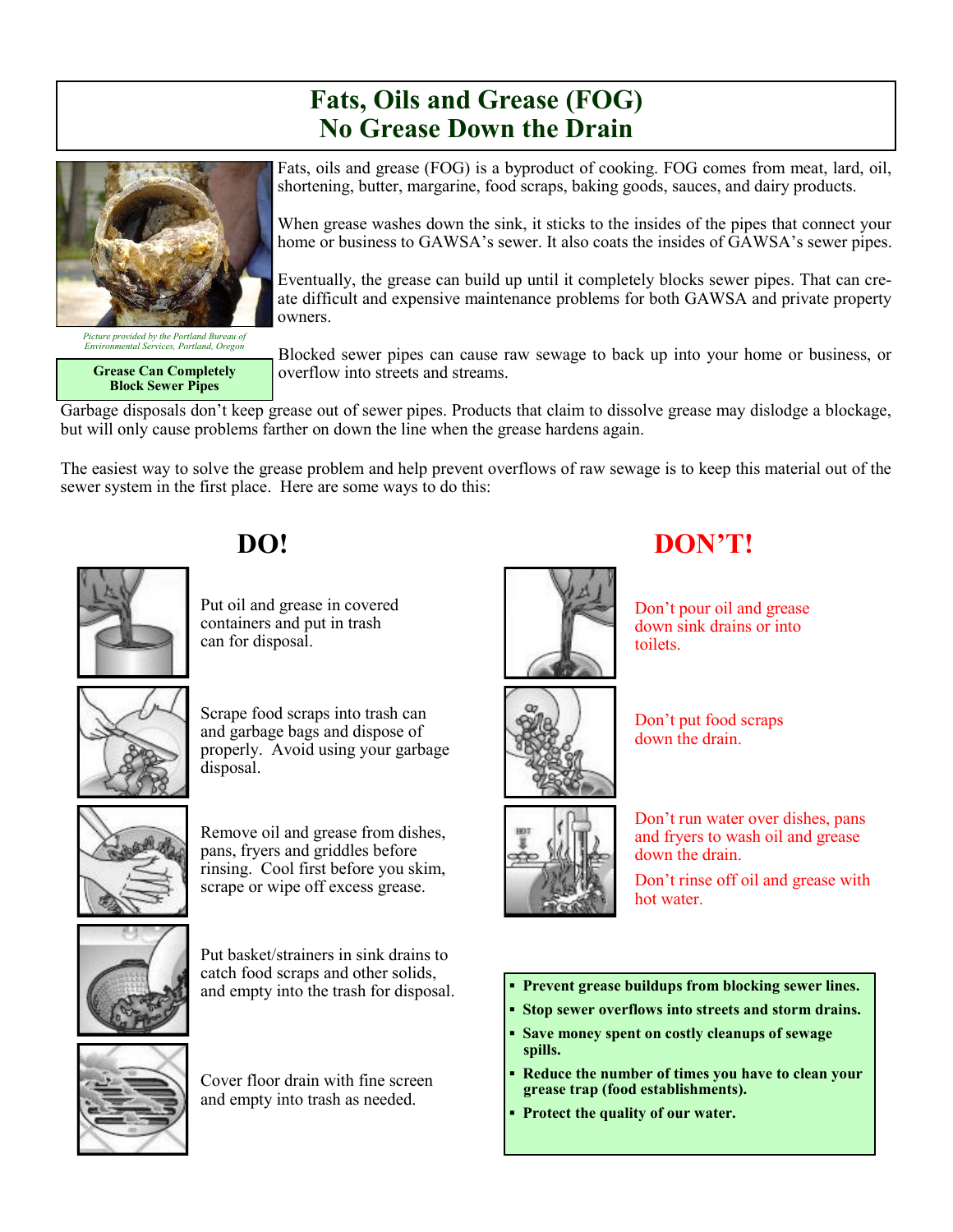# Fats, Oils and Grease (FOG)
# No Grease Down the Drain

Picture provided by the Portland Bureau of Environmental Services, Portland, Oregon

**Grease Can Completely Block Sewer Pipes**

Fats, oils and grease (FOG) is a byproduct of cooking. FOG comes from meat, lard, oil, shortening, butter, margarine, food scraps, baking goods, sauces, and dairy products.

When grease washes down the sink, it sticks to the insides of the pipes that connect your home or business to GAWSA's sewer. It also coats the insides of GAWSA's sewer pipes.

Eventually, the grease can build up until it completely blocks sewer pipes. That can create difficult and expensive maintenance problems for both GAWSA and private property owners.

Blocked sewer pipes can cause raw sewage to back up into your home or business, or overflow into streets and streams.

Garbage disposals don't keep grease out of sewer pipes. Products that claim to dissolve grease may dislodge a blockage, but will only cause problems farther on down the line when the grease hardens again.

The easiest way to solve the grease problem and help prevent overflows of raw sewage is to keep this material out of the sewer system in the first place. Here are some ways to do this:

## DO!

- Put oil and grease in covered containers and put in trash can for disposal.
- Scrape food scraps into trash can and garbage bags and dispose of properly. Avoid using your garbage disposal.
- Remove oil and grease from dishes, pans, fryers and griddles before rinsing. Cool first before you skim, scrape or wipe off excess grease.
- Put basket/strainers in sink drains to catch food scraps and other solids, and empty into the trash for disposal.
- Cover floor drain with fine screen and empty into trash as needed.

## DON'T!

- Don't pour oil and grease down sink drains or into toilets.
- Don't put food scraps down the drain.
- Don't run water over dishes, pans and fryers to wash oil and grease down the drain.

  Don't rinse off oil and grease with hot water.

- **Prevent grease buildups from blocking sewer lines.**
- **Stop sewer overflows into streets and storm drains.**
- **Save money spent on costly cleanups of sewage spills.**
- **Reduce the number of times you have to clean your grease trap (food establishments).**
- **Protect the quality of our water.**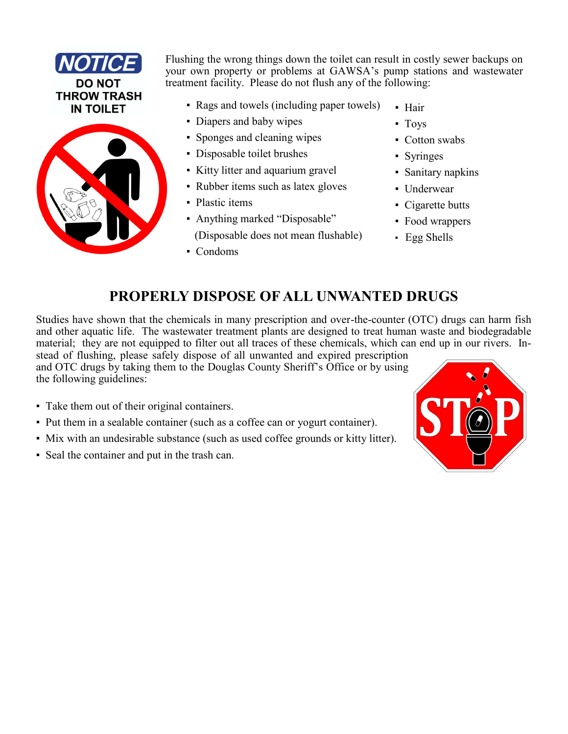**NOTICE**
**DO NOT THROW TRASH IN TOILET**

Flushing the wrong things down the toilet can result in costly sewer backups on your own property or problems at GAWSA's pump stations and wastewater treatment facility. Please do not flush any of the following:

- Rags and towels (including paper towels)
- Diapers and baby wipes
- Sponges and cleaning wipes
- Disposable toilet brushes
- Kitty litter and aquarium gravel
- Rubber items such as latex gloves
- Plastic items
- Anything marked "Disposable" (Disposable does not mean flushable)
- Condoms
- Hair
- Toys
- Cotton swabs
- Syringes
- Sanitary napkins
- Underwear
- Cigarette butts
- Food wrappers
- Egg Shells

## PROPERLY DISPOSE OF ALL UNWANTED DRUGS

Studies have shown that the chemicals in many prescription and over-the-counter (OTC) drugs can harm fish and other aquatic life. The wastewater treatment plants are designed to treat human waste and biodegradable material; they are not equipped to filter out all traces of these chemicals, which can end up in our rivers. Instead of flushing, please safely dispose of all unwanted and expired prescription and OTC drugs by taking them to the Douglas County Sheriff's Office or by using the following guidelines:

- Take them out of their original containers.
- Put them in a sealable container (such as a coffee can or yogurt container).
- Mix with an undesirable substance (such as used coffee grounds or kitty litter).
- Seal the container and put in the trash can.